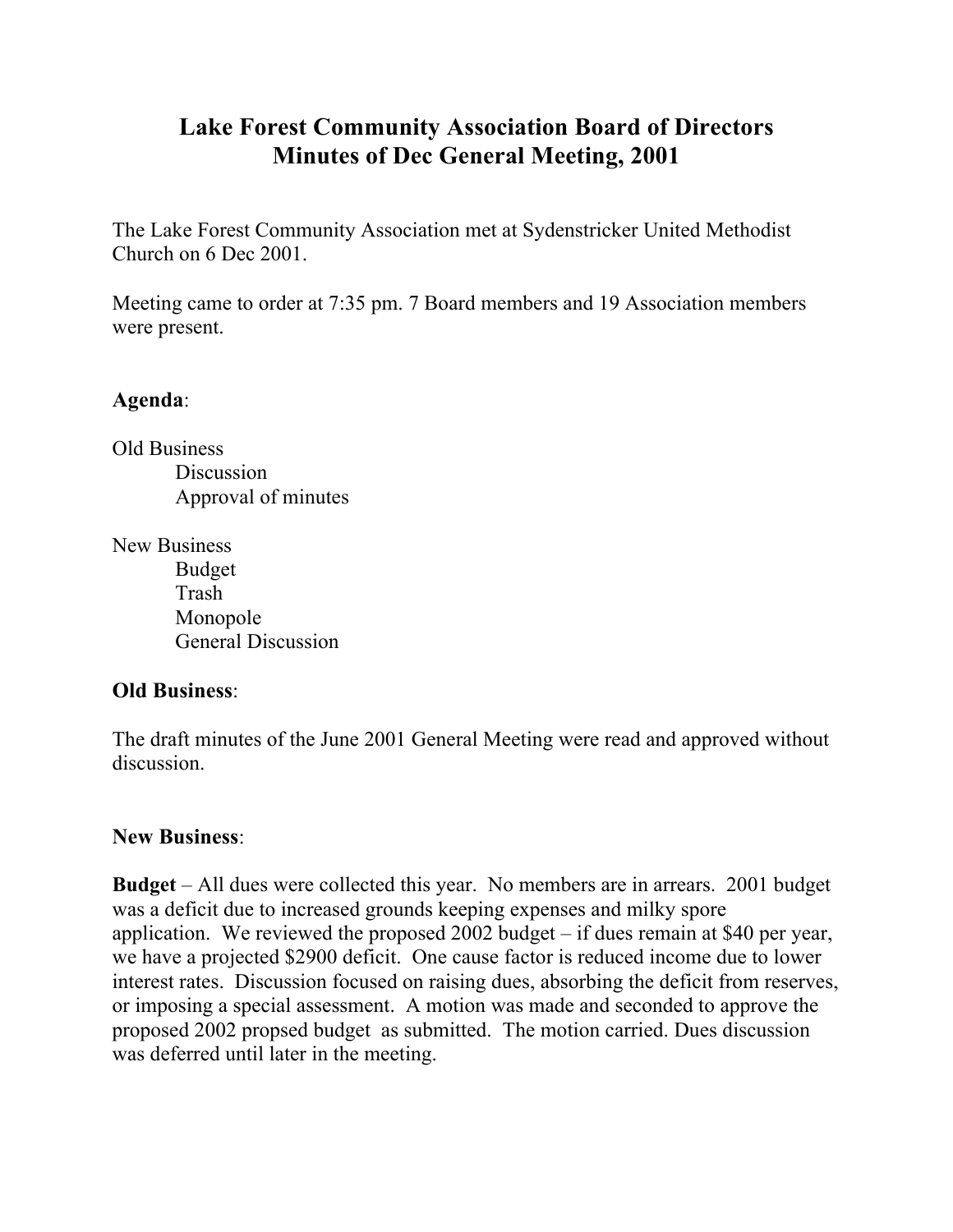# Lake Forest Community Association Board of Directors
# Minutes of Dec General Meeting, 2001

The Lake Forest Community Association met at Sydenstricker United Methodist Church on 6 Dec 2001.

Meeting came to order at 7:35 pm. 7 Board members and 19 Association members were present.

**Agenda**:

Old Business
- Discussion
- Approval of minutes

New Business
- Budget
- Trash
- Monopole
- General Discussion

**Old Business**:

The draft minutes of the June 2001 General Meeting were read and approved without discussion.

**New Business**:

**Budget** – All dues were collected this year. No members are in arrears. 2001 budget was a deficit due to increased grounds keeping expenses and milky spore application. We reviewed the proposed 2002 budget – if dues remain at $40 per year, we have a projected $2900 deficit. One cause factor is reduced income due to lower interest rates. Discussion focused on raising dues, absorbing the deficit from reserves, or imposing a special assessment. A motion was made and seconded to approve the proposed 2002 propsed budget as submitted. The motion carried. Dues discussion was deferred until later in the meeting.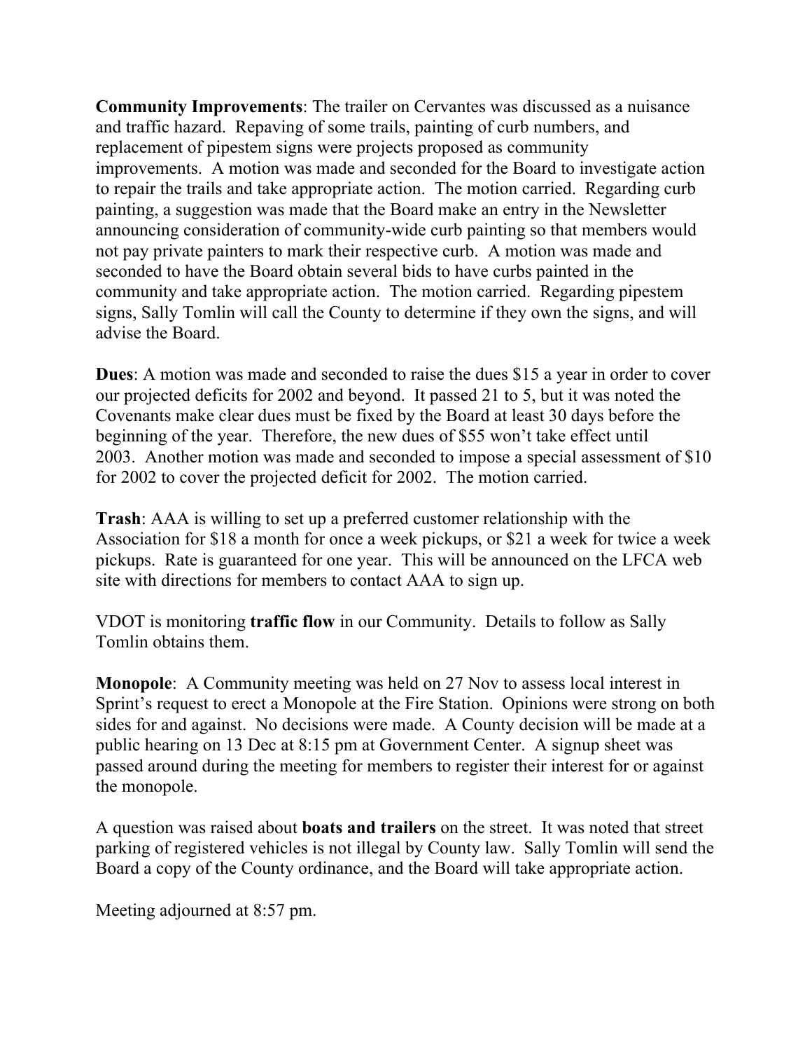**Community Improvements**: The trailer on Cervantes was discussed as a nuisance and traffic hazard. Repaving of some trails, painting of curb numbers, and replacement of pipestem signs were projects proposed as community improvements. A motion was made and seconded for the Board to investigate action to repair the trails and take appropriate action. The motion carried. Regarding curb painting, a suggestion was made that the Board make an entry in the Newsletter announcing consideration of community-wide curb painting so that members would not pay private painters to mark their respective curb. A motion was made and seconded to have the Board obtain several bids to have curbs painted in the community and take appropriate action. The motion carried. Regarding pipestem signs, Sally Tomlin will call the County to determine if they own the signs, and will advise the Board.

**Dues**: A motion was made and seconded to raise the dues $15 a year in order to cover our projected deficits for 2002 and beyond. It passed 21 to 5, but it was noted the Covenants make clear dues must be fixed by the Board at least 30 days before the beginning of the year. Therefore, the new dues of $55 won't take effect until 2003. Another motion was made and seconded to impose a special assessment of $10 for 2002 to cover the projected deficit for 2002. The motion carried.

**Trash**: AAA is willing to set up a preferred customer relationship with the Association for $18 a month for once a week pickups, or $21 a week for twice a week pickups. Rate is guaranteed for one year. This will be announced on the LFCA web site with directions for members to contact AAA to sign up.

VDOT is monitoring **traffic flow** in our Community. Details to follow as Sally Tomlin obtains them.

**Monopole**: A Community meeting was held on 27 Nov to assess local interest in Sprint's request to erect a Monopole at the Fire Station. Opinions were strong on both sides for and against. No decisions were made. A County decision will be made at a public hearing on 13 Dec at 8:15 pm at Government Center. A signup sheet was passed around during the meeting for members to register their interest for or against the monopole.

A question was raised about **boats and trailers** on the street. It was noted that street parking of registered vehicles is not illegal by County law. Sally Tomlin will send the Board a copy of the County ordinance, and the Board will take appropriate action.

Meeting adjourned at 8:57 pm.